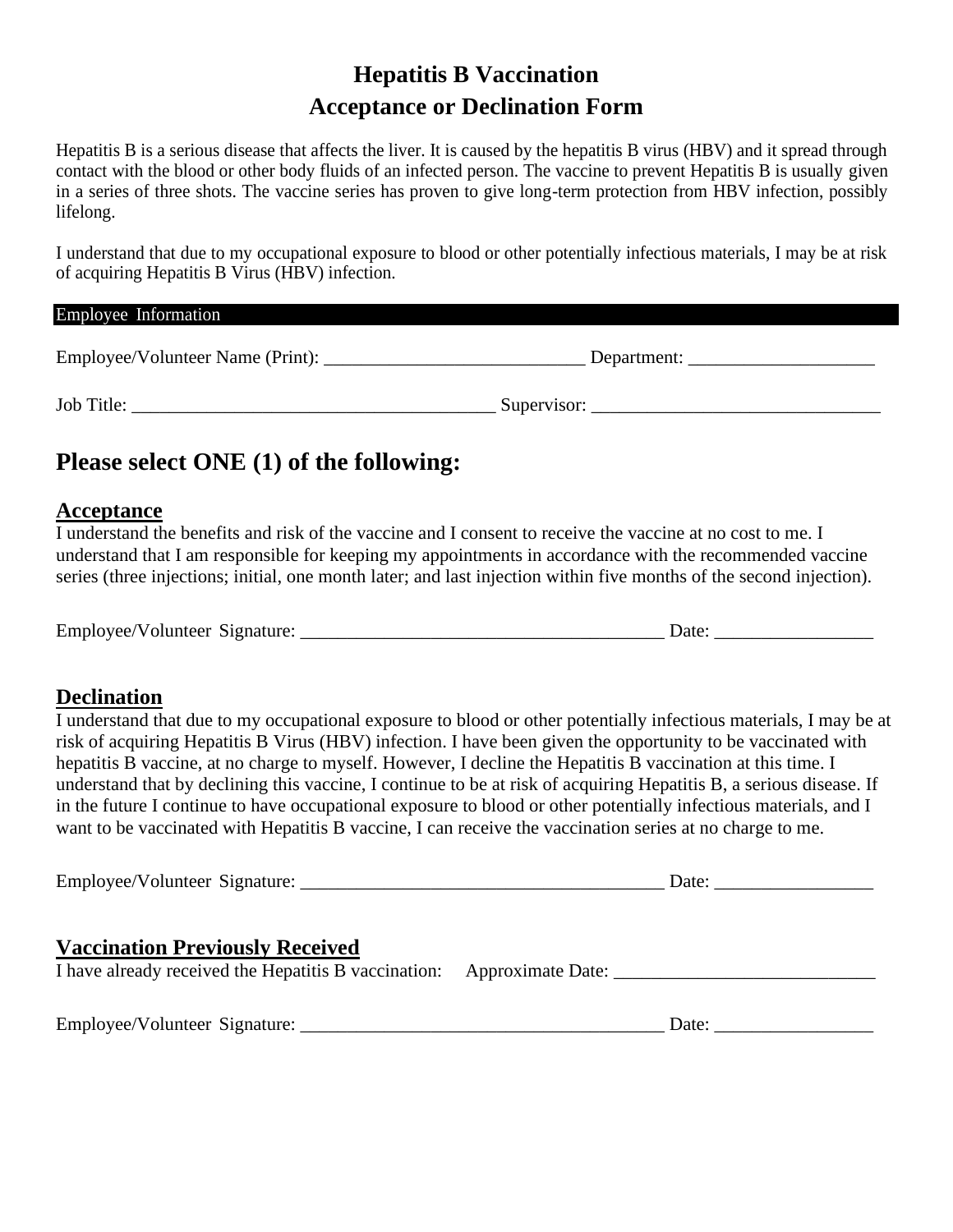# Hepatitis B Vaccination
# Acceptance or Declination Form

Hepatitis B is a serious disease that affects the liver. It is caused by the hepatitis B virus (HBV) and it spread through contact with the blood or other body fluids of an infected person. The vaccine to prevent Hepatitis B is usually given in a series of three shots. The vaccine series has proven to give long-term protection from HBV infection, possibly lifelong.

I understand that due to my occupational exposure to blood or other potentially infectious materials, I may be at risk of acquiring Hepatitis B Virus (HBV) infection.

**Employee Information**

Employee/Volunteer Name (Print): ____________________________ Department: ____________________

Job Title: _______________________________________ Supervisor: _______________________________

## Please select ONE (1) of the following:

### Acceptance

I understand the benefits and risk of the vaccine and I consent to receive the vaccine at no cost to me. I understand that I am responsible for keeping my appointments in accordance with the recommended vaccine series (three injections; initial, one month later; and last injection within five months of the second injection).

Employee/Volunteer Signature: _______________________________________ Date: _________________

### Declination

I understand that due to my occupational exposure to blood or other potentially infectious materials, I may be at risk of acquiring Hepatitis B Virus (HBV) infection. I have been given the opportunity to be vaccinated with hepatitis B vaccine, at no charge to myself. However, I decline the Hepatitis B vaccination at this time. I understand that by declining this vaccine, I continue to be at risk of acquiring Hepatitis B, a serious disease. If in the future I continue to have occupational exposure to blood or other potentially infectious materials, and I want to be vaccinated with Hepatitis B vaccine, I can receive the vaccination series at no charge to me.

Employee/Volunteer Signature: _______________________________________ Date: _________________

### Vaccination Previously Received

I have already received the Hepatitis B vaccination: Approximate Date: ____________________________

Employee/Volunteer Signature: _______________________________________ Date: _________________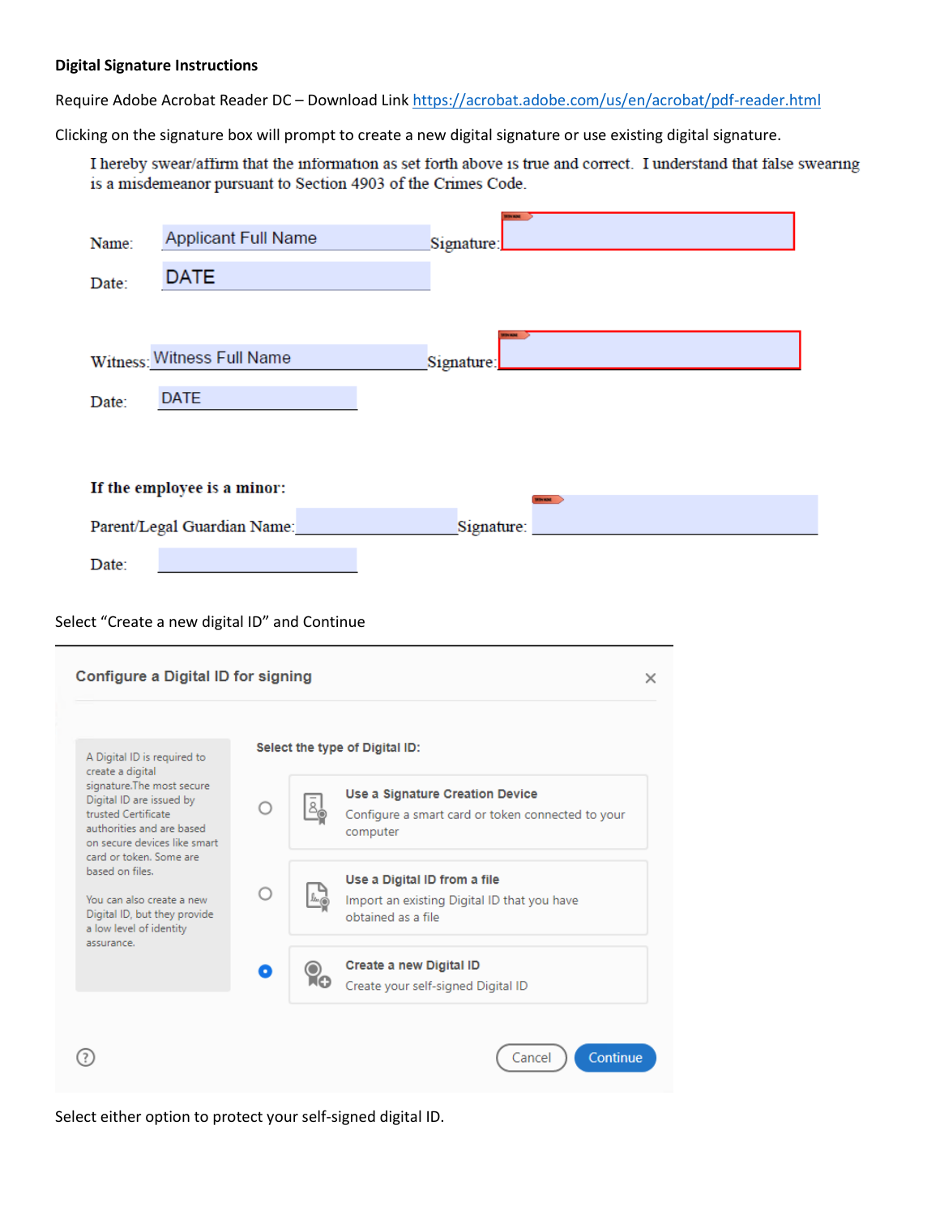**Digital Signature Instructions**

Require Adobe Acrobat Reader DC – Download Link https://acrobat.adobe.com/us/en/acrobat/pdf-reader.html

Clicking on the signature box will prompt to create a new digital signature or use existing digital signature.

I hereby swear/affirm that the information as set forth above is true and correct. I understand that false swearing is a misdemeanor pursuant to Section 4903 of the Crimes Code.

Name: Applicant Full Name Signature:

Date: DATE

Witness: Witness Full Name Signature:

Date: DATE

**If the employee is a minor:**

Parent/Legal Guardian Name: Signature:

Date:

Select "Create a new digital ID" and Continue

**Configure a Digital ID for signing**

A Digital ID is required to create a digital signature.The most secure Digital ID are issued by trusted Certificate authorities and are based on secure devices like smart card or token. Some are based on files.

You can also create a new Digital ID, but they provide a low level of identity assurance.

**Select the type of Digital ID:**

- **Use a Signature Creation Device**
  Configure a smart card or token connected to your computer
- **Use a Digital ID from a file**
  Import an existing Digital ID that you have obtained as a file
- **Create a new Digital ID** (selected)
  Create your self-signed Digital ID

Cancel | Continue

Select either option to protect your self-signed digital ID.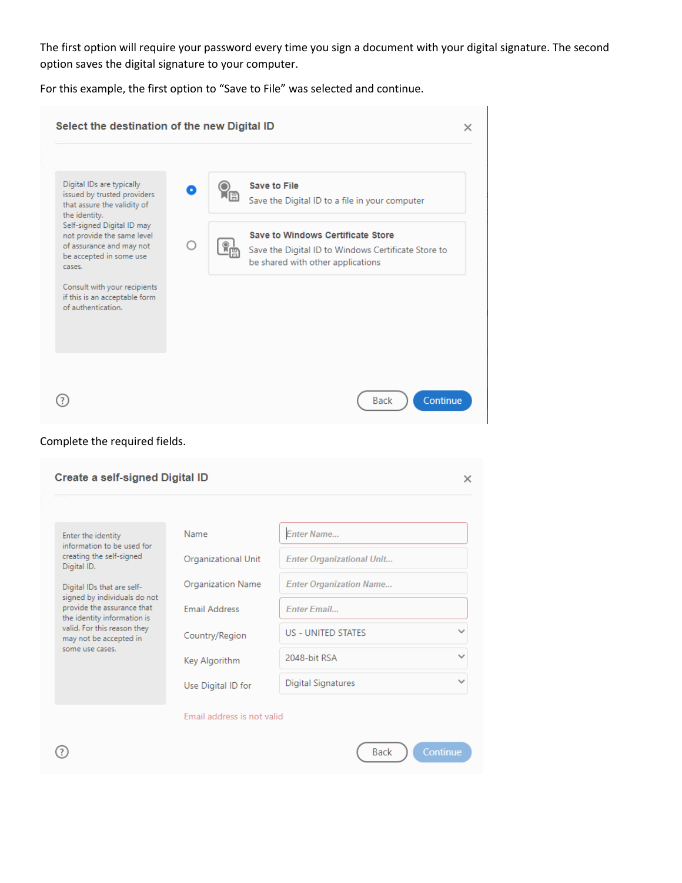The first option will require your password every time you sign a document with your digital signature. The second option saves the digital signature to your computer.

For this example, the first option to “Save to File” was selected and continue.

**Select the destination of the new Digital ID**

Digital IDs are typically issued by trusted providers that assure the validity of the identity.
Self-signed Digital ID may not provide the same level of assurance and may not be accepted in some use cases.

Consult with your recipients if this is an acceptable form of authentication.

- (selected) **Save to File** — Save the Digital ID to a file in your computer
- **Save to Windows Certificate Store** — Save the Digital ID to Windows Certificate Store to be shared with other applications

Back | Continue

Complete the required fields.

**Create a self-signed Digital ID**

Enter the identity information to be used for creating the self-signed Digital ID.

Digital IDs that are self-signed by individuals do not provide the assurance that the identity information is valid. For this reason they may not be accepted in some use cases.

| Field | Value |
| --- | --- |
| Name | Enter Name... |
| Organizational Unit | Enter Organizational Unit... |
| Organization Name | Enter Organization Name... |
| Email Address | Enter Email... |
| Country/Region | US - UNITED STATES |
| Key Algorithm | 2048-bit RSA |
| Use Digital ID for | Digital Signatures |

Email address is not valid

Back | Continue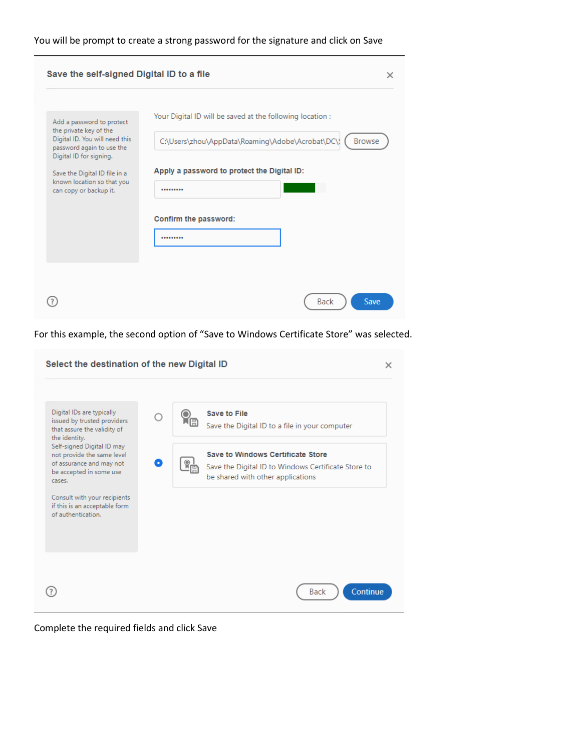You will be prompt to create a strong password for the signature and click on Save

**Save the self-signed Digital ID to a file**

Add a password to protect the private key of the Digital ID. You will need this password again to use the Digital ID for signing.

Save the Digital ID file in a known location so that you can copy or backup it.

Your Digital ID will be saved at the following location :

C:\Users\zhou\AppData\Roaming\Adobe\Acrobat\DC\ Browse

**Apply a password to protect the Digital ID:**

•••••••••

**Confirm the password:**

•••••••••

Back Save

For this example, the second option of "Save to Windows Certificate Store" was selected.

**Select the destination of the new Digital ID**

Digital IDs are typically issued by trusted providers that assure the validity of the identity.
Self-signed Digital ID may not provide the same level of assurance and may not be accepted in some use cases.

Consult with your recipients if this is an acceptable form of authentication.

**Save to File**
Save the Digital ID to a file in your computer

**Save to Windows Certificate Store**
Save the Digital ID to Windows Certificate Store to be shared with other applications

Back Continue

Complete the required fields and click Save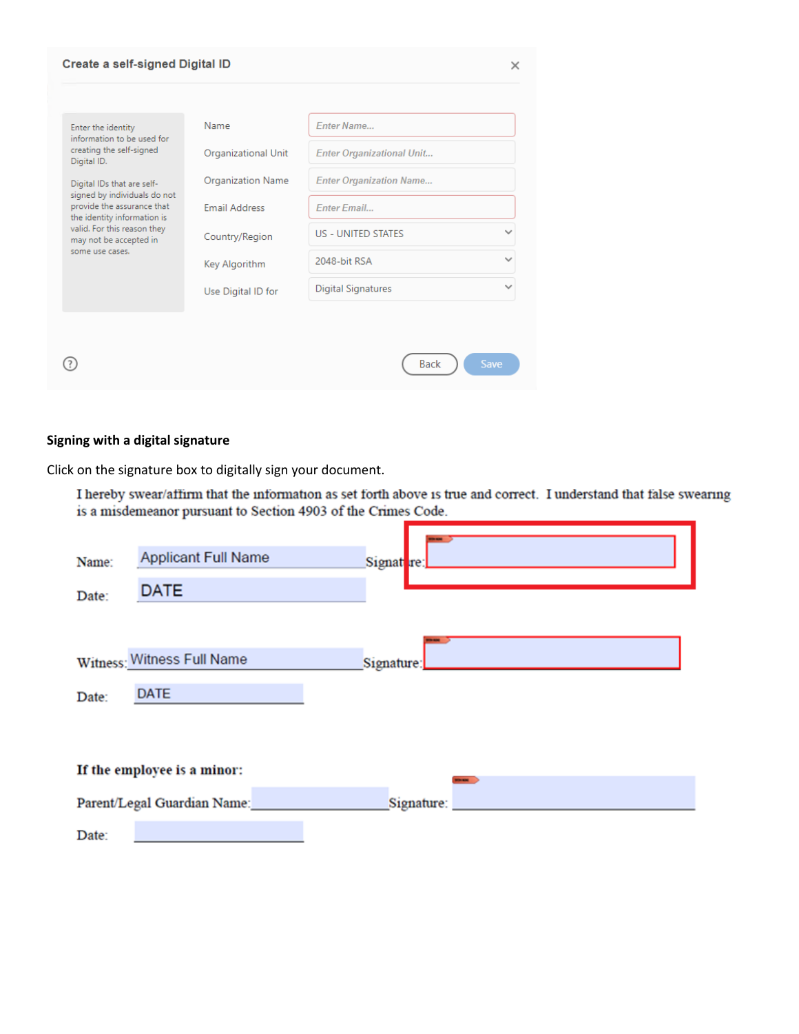**Create a self-signed Digital ID**

Enter the identity information to be used for creating the self-signed Digital ID.

Digital IDs that are self-signed by individuals do not provide the assurance that the identity information is valid. For this reason they may not be accepted in some use cases.

| | |
|---|---|
| Name | Enter Name... |
| Organizational Unit | Enter Organizational Unit... |
| Organization Name | Enter Organization Name... |
| Email Address | Enter Email... |
| Country/Region | US - UNITED STATES |
| Key Algorithm | 2048-bit RSA |
| Use Digital ID for | Digital Signatures |

Back Save

**Signing with a digital signature**

Click on the signature box to digitally sign your document.

I hereby swear/affirm that the information as set forth above is true and correct. I understand that false swearing is a misdemeanor pursuant to Section 4903 of the Crimes Code.

Name: Applicant Full Name Signature:

Date: DATE

Witness: Witness Full Name Signature:

Date: DATE

**If the employee is a minor:**

Parent/Legal Guardian Name: Signature:

Date: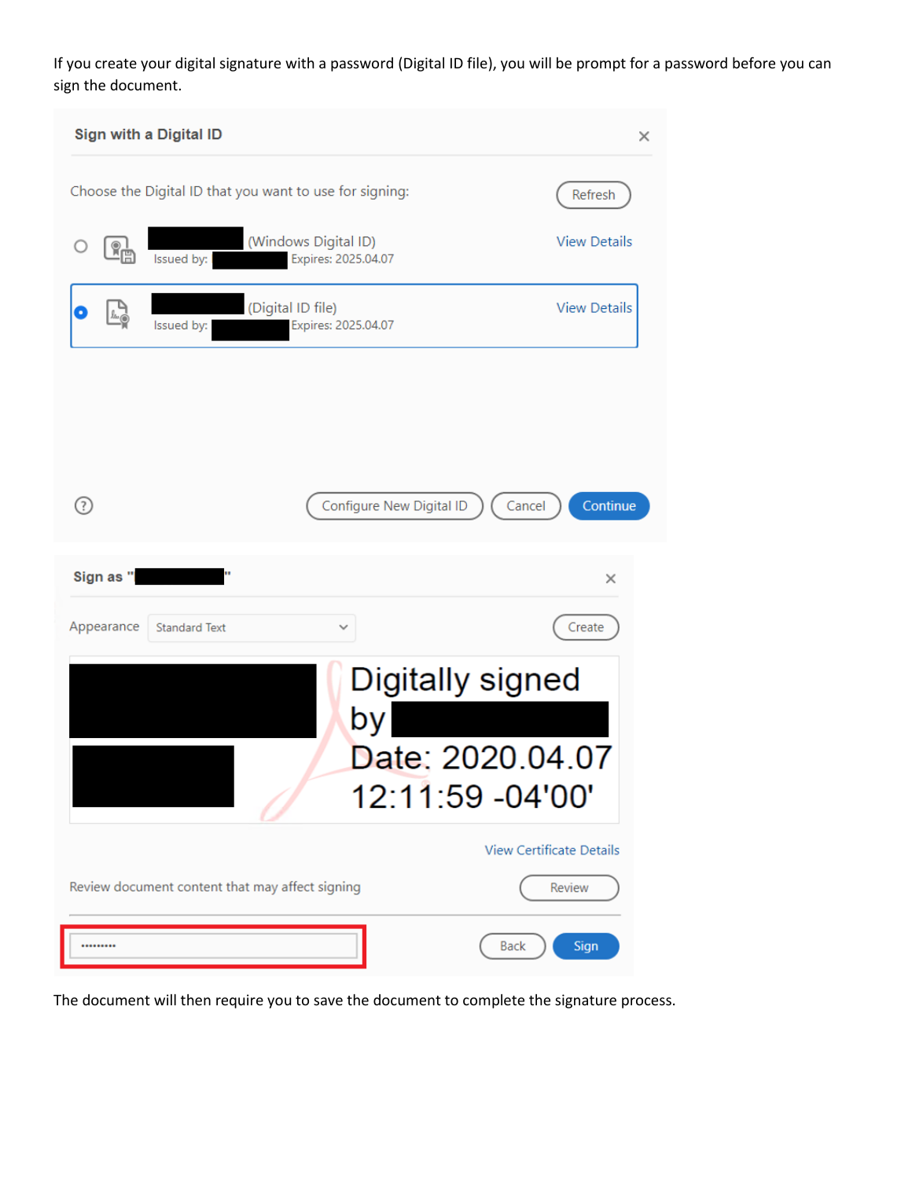If you create your digital signature with a password (Digital ID file), you will be prompt for a password before you can sign the document.

The document will then require you to save the document to complete the signature process.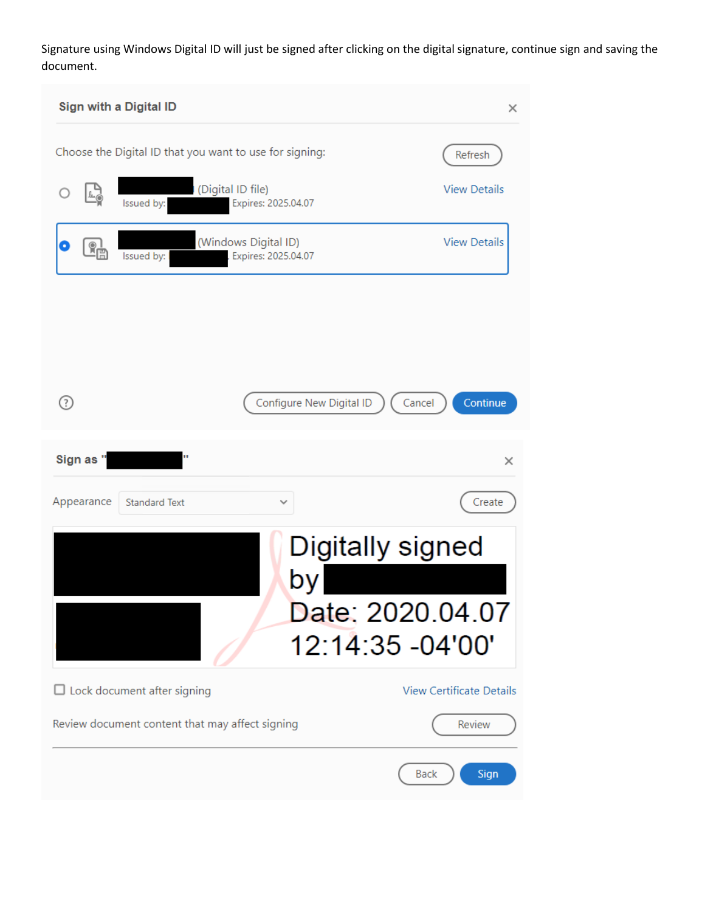Signature using Windows Digital ID will just be signed after clicking on the digital signature, continue sign and saving the document.

Sign with a Digital ID

Choose the Digital ID that you want to use for signing:

Refresh

(Digital ID file)
Issued by: Expires: 2025.04.07
View Details

(Windows Digital ID)
Issued by: Expires: 2025.04.07
View Details

Configure New Digital ID  Cancel  Continue

Sign as ""

Appearance  Standard Text  Create

Digitally signed by
Date: 2020.04.07
12:14:35 -04'00'

Lock document after signing  View Certificate Details

Review document content that may affect signing  Review

Back  Sign